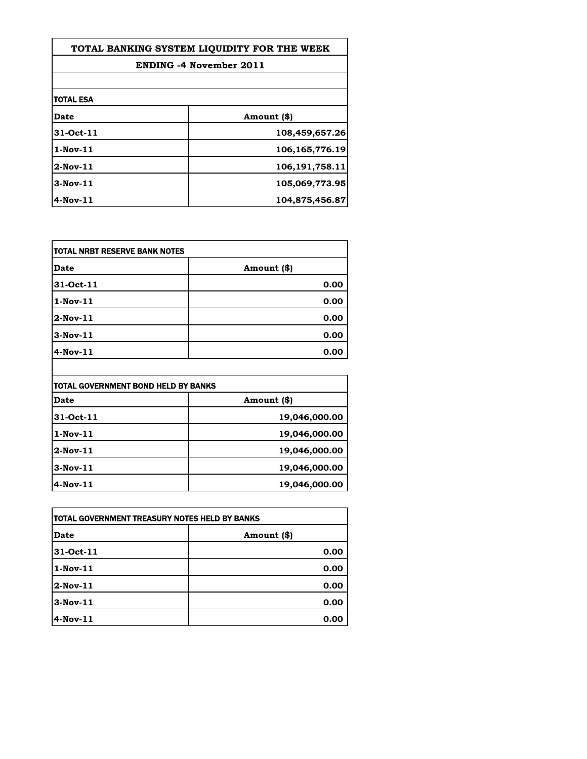# TOTAL BANKING SYSTEM LIQUIDITY FOR THE WEEK

## ENDING -4 November 2011

### TOTAL ESA

| Date | Amount ($) |
|---|---|
| 31-Oct-11 | 108,459,657.26 |
| 1-Nov-11 | 106,165,776.19 |
| 2-Nov-11 | 106,191,758.11 |
| 3-Nov-11 | 105,069,773.95 |
| 4-Nov-11 | 104,875,456.87 |

### TOTAL NRBT RESERVE BANK NOTES

| Date | Amount ($) |
|---|---|
| 31-Oct-11 | 0.00 |
| 1-Nov-11 | 0.00 |
| 2-Nov-11 | 0.00 |
| 3-Nov-11 | 0.00 |
| 4-Nov-11 | 0.00 |

### TOTAL GOVERNMENT BOND HELD BY BANKS

| Date | Amount ($) |
|---|---|
| 31-Oct-11 | 19,046,000.00 |
| 1-Nov-11 | 19,046,000.00 |
| 2-Nov-11 | 19,046,000.00 |
| 3-Nov-11 | 19,046,000.00 |
| 4-Nov-11 | 19,046,000.00 |

### TOTAL GOVERNMENT TREASURY NOTES HELD BY BANKS

| Date | Amount ($) |
|---|---|
| 31-Oct-11 | 0.00 |
| 1-Nov-11 | 0.00 |
| 2-Nov-11 | 0.00 |
| 3-Nov-11 | 0.00 |
| 4-Nov-11 | 0.00 |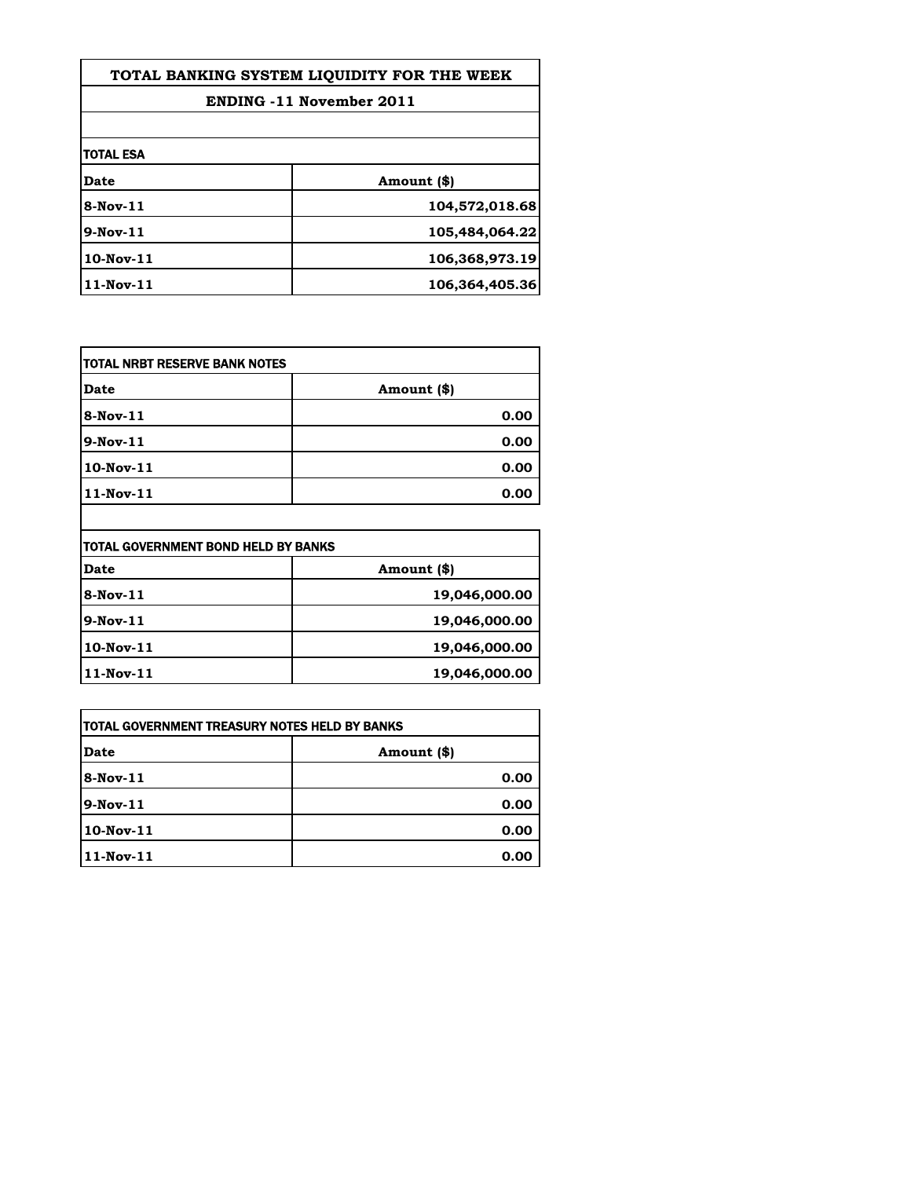# TOTAL BANKING SYSTEM LIQUIDITY FOR THE WEEK

## ENDING -11 November 2011

**TOTAL ESA**

| Date | Amount ($) |
|---|---|
| 8-Nov-11 | 104,572,018.68 |
| 9-Nov-11 | 105,484,064.22 |
| 10-Nov-11 | 106,368,973.19 |
| 11-Nov-11 | 106,364,405.36 |

**TOTAL NRBT RESERVE BANK NOTES**

| Date | Amount ($) |
|---|---|
| 8-Nov-11 | 0.00 |
| 9-Nov-11 | 0.00 |
| 10-Nov-11 | 0.00 |
| 11-Nov-11 | 0.00 |

**TOTAL GOVERNMENT BOND HELD BY BANKS**

| Date | Amount ($) |
|---|---|
| 8-Nov-11 | 19,046,000.00 |
| 9-Nov-11 | 19,046,000.00 |
| 10-Nov-11 | 19,046,000.00 |
| 11-Nov-11 | 19,046,000.00 |

**TOTAL GOVERNMENT TREASURY NOTES HELD BY BANKS**

| Date | Amount ($) |
|---|---|
| 8-Nov-11 | 0.00 |
| 9-Nov-11 | 0.00 |
| 10-Nov-11 | 0.00 |
| 11-Nov-11 | 0.00 |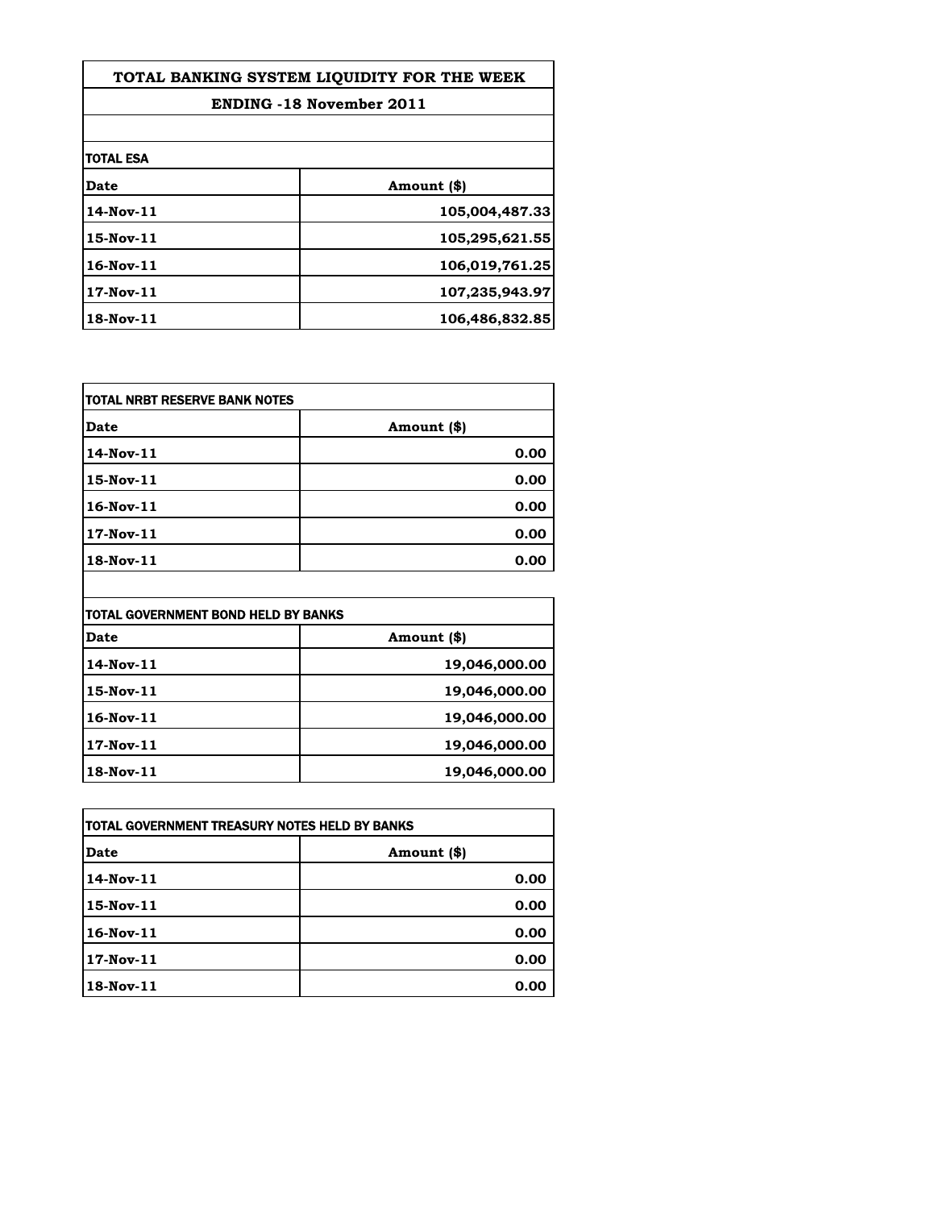# TOTAL BANKING SYSTEM LIQUIDITY FOR THE WEEK

## ENDING -18 November 2011

**TOTAL ESA**

| Date | Amount ($) |
|---|---|
| 14-Nov-11 | 105,004,487.33 |
| 15-Nov-11 | 105,295,621.55 |
| 16-Nov-11 | 106,019,761.25 |
| 17-Nov-11 | 107,235,943.97 |
| 18-Nov-11 | 106,486,832.85 |

**TOTAL NRBT RESERVE BANK NOTES**

| Date | Amount ($) |
|---|---|
| 14-Nov-11 | 0.00 |
| 15-Nov-11 | 0.00 |
| 16-Nov-11 | 0.00 |
| 17-Nov-11 | 0.00 |
| 18-Nov-11 | 0.00 |

**TOTAL GOVERNMENT BOND HELD BY BANKS**

| Date | Amount ($) |
|---|---|
| 14-Nov-11 | 19,046,000.00 |
| 15-Nov-11 | 19,046,000.00 |
| 16-Nov-11 | 19,046,000.00 |
| 17-Nov-11 | 19,046,000.00 |
| 18-Nov-11 | 19,046,000.00 |

**TOTAL GOVERNMENT TREASURY NOTES HELD BY BANKS**

| Date | Amount ($) |
|---|---|
| 14-Nov-11 | 0.00 |
| 15-Nov-11 | 0.00 |
| 16-Nov-11 | 0.00 |
| 17-Nov-11 | 0.00 |
| 18-Nov-11 | 0.00 |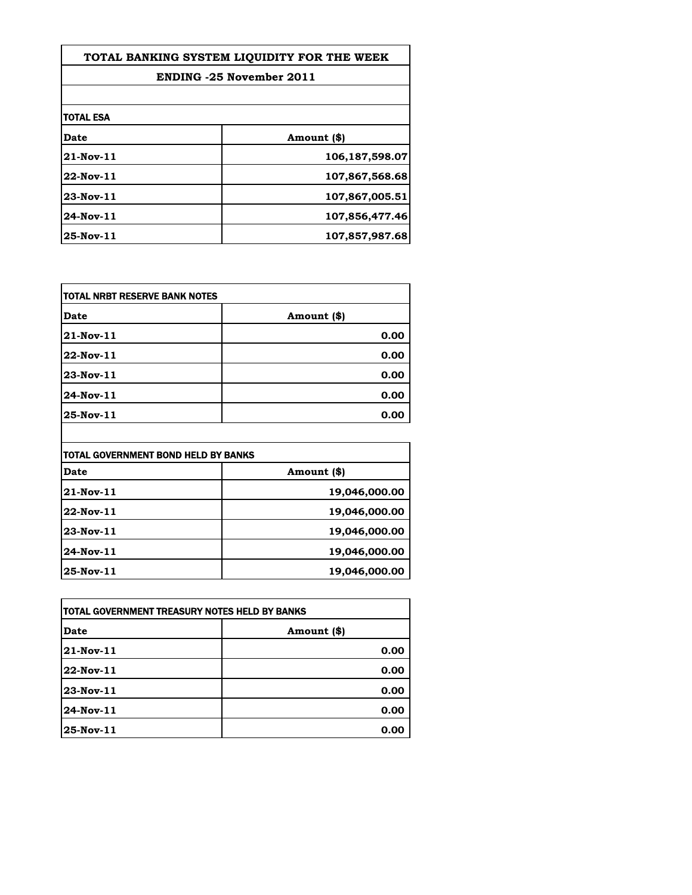# TOTAL BANKING SYSTEM LIQUIDITY FOR THE WEEK

## ENDING -25 November 2011

| TOTAL ESA | |
|---|---|
| **Date** | **Amount ($)** |
| **21-Nov-11** | **106,187,598.07** |
| **22-Nov-11** | **107,867,568.68** |
| **23-Nov-11** | **107,867,005.51** |
| **24-Nov-11** | **107,856,477.46** |
| **25-Nov-11** | **107,857,987.68** |

| TOTAL NRBT RESERVE BANK NOTES | |
|---|---|
| **Date** | **Amount ($)** |
| **21-Nov-11** | **0.00** |
| **22-Nov-11** | **0.00** |
| **23-Nov-11** | **0.00** |
| **24-Nov-11** | **0.00** |
| **25-Nov-11** | **0.00** |

| TOTAL GOVERNMENT BOND HELD BY BANKS | |
|---|---|
| **Date** | **Amount ($)** |
| **21-Nov-11** | **19,046,000.00** |
| **22-Nov-11** | **19,046,000.00** |
| **23-Nov-11** | **19,046,000.00** |
| **24-Nov-11** | **19,046,000.00** |
| **25-Nov-11** | **19,046,000.00** |

| TOTAL GOVERNMENT TREASURY NOTES HELD BY BANKS | |
|---|---|
| **Date** | **Amount ($)** |
| **21-Nov-11** | **0.00** |
| **22-Nov-11** | **0.00** |
| **23-Nov-11** | **0.00** |
| **24-Nov-11** | **0.00** |
| **25-Nov-11** | **0.00** |